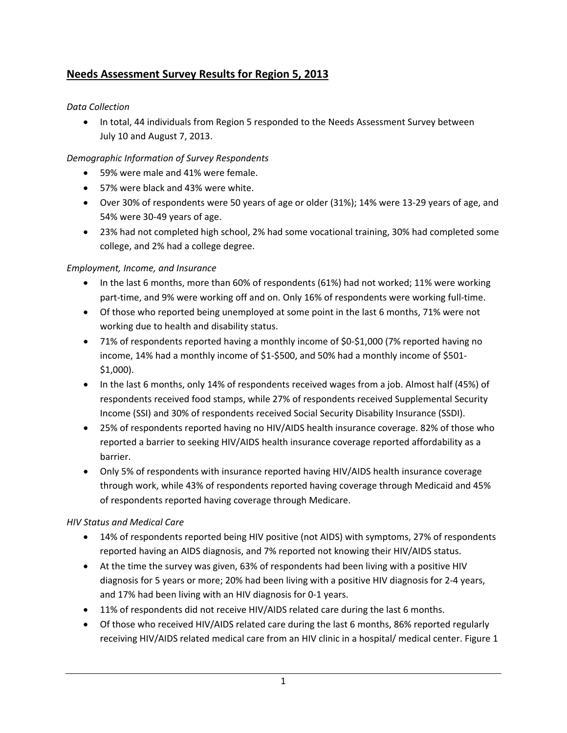# Needs Assessment Survey Results for Region 5, 2013

*Data Collection*

- In total, 44 individuals from Region 5 responded to the Needs Assessment Survey between July 10 and August 7, 2013.

*Demographic Information of Survey Respondents*

- 59% were male and 41% were female.
- 57% were black and 43% were white.
- Over 30% of respondents were 50 years of age or older (31%); 14% were 13-29 years of age, and 54% were 30-49 years of age.
- 23% had not completed high school, 2% had some vocational training, 30% had completed some college, and 2% had a college degree.

*Employment, Income, and Insurance*

- In the last 6 months, more than 60% of respondents (61%) had not worked; 11% were working part-time, and 9% were working off and on. Only 16% of respondents were working full-time.
- Of those who reported being unemployed at some point in the last 6 months, 71% were not working due to health and disability status.
- 71% of respondents reported having a monthly income of $0-$1,000 (7% reported having no income, 14% had a monthly income of $1-$500, and 50% had a monthly income of $501-$1,000).
- In the last 6 months, only 14% of respondents received wages from a job. Almost half (45%) of respondents received food stamps, while 27% of respondents received Supplemental Security Income (SSI) and 30% of respondents received Social Security Disability Insurance (SSDI).
- 25% of respondents reported having no HIV/AIDS health insurance coverage. 82% of those who reported a barrier to seeking HIV/AIDS health insurance coverage reported affordability as a barrier.
- Only 5% of respondents with insurance reported having HIV/AIDS health insurance coverage through work, while 43% of respondents reported having coverage through Medicaid and 45% of respondents reported having coverage through Medicare.

*HIV Status and Medical Care*

- 14% of respondents reported being HIV positive (not AIDS) with symptoms, 27% of respondents reported having an AIDS diagnosis, and 7% reported not knowing their HIV/AIDS status.
- At the time the survey was given, 63% of respondents had been living with a positive HIV diagnosis for 5 years or more; 20% had been living with a positive HIV diagnosis for 2-4 years, and 17% had been living with an HIV diagnosis for 0-1 years.
- 11% of respondents did not receive HIV/AIDS related care during the last 6 months.
- Of those who received HIV/AIDS related care during the last 6 months, 86% reported regularly receiving HIV/AIDS related medical care from an HIV clinic in a hospital/ medical center. Figure 1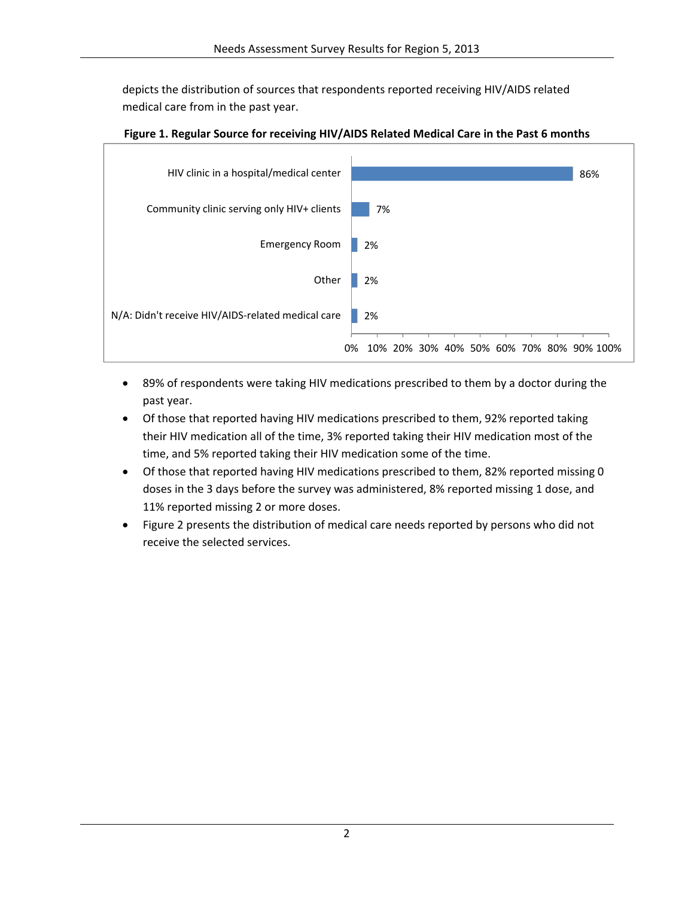depicts the distribution of sources that respondents reported receiving HIV/AIDS related medical care from in the past year.

**Figure 1. Regular Source for receiving HIV/AIDS Related Medical Care in the Past 6 months**

| Source | Percent |
|---|---|
| HIV clinic in a hospital/medical center | 86% |
| Community clinic serving only HIV+ clients | 7% |
| Emergency Room | 2% |
| Other | 2% |
| N/A: Didn't receive HIV/AIDS-related medical care | 2% |

- 89% of respondents were taking HIV medications prescribed to them by a doctor during the past year.
- Of those that reported having HIV medications prescribed to them, 92% reported taking their HIV medication all of the time, 3% reported taking their HIV medication most of the time, and 5% reported taking their HIV medication some of the time.
- Of those that reported having HIV medications prescribed to them, 82% reported missing 0 doses in the 3 days before the survey was administered, 8% reported missing 1 dose, and 11% reported missing 2 or more doses.
- Figure 2 presents the distribution of medical care needs reported by persons who did not receive the selected services.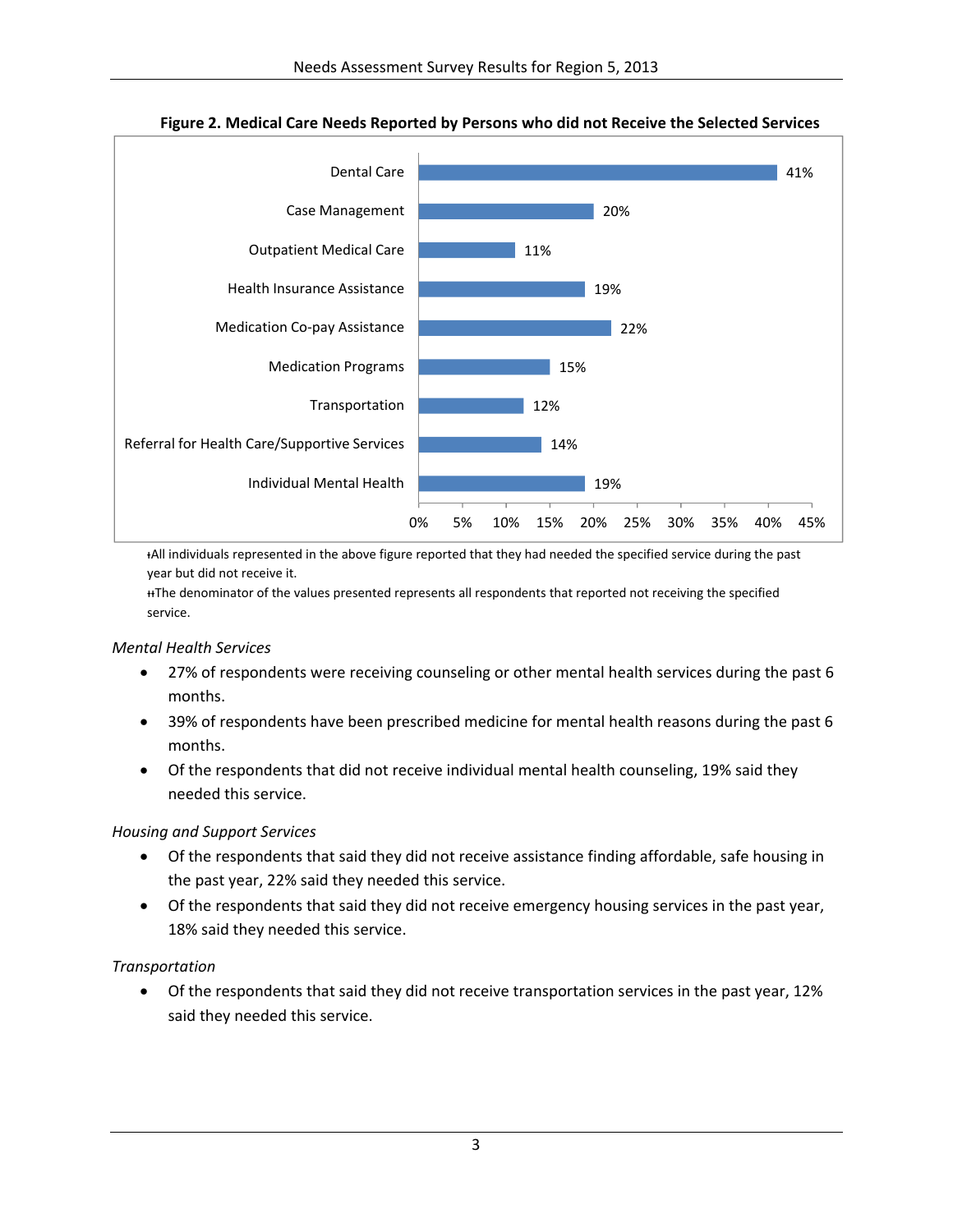**Figure 2. Medical Care Needs Reported by Persons who did not Receive the Selected Services**

Dental Care 41%
Case Management 20%
Outpatient Medical Care 11%
Health Insurance Assistance 19%
Medication Co-pay Assistance 22%
Medication Programs 15%
Transportation 12%
Referral for Health Care/Supportive Services 14%
Individual Mental Health 19%

0% 5% 10% 15% 20% 25% 30% 35% 40% 45%

ƚAll individuals represented in the above figure reported that they had needed the specified service during the past year but did not receive it.

ƚƚThe denominator of the values presented represents all respondents that reported not receiving the specified service.

*Mental Health Services*

- 27% of respondents were receiving counseling or other mental health services during the past 6 months.
- 39% of respondents have been prescribed medicine for mental health reasons during the past 6 months.
- Of the respondents that did not receive individual mental health counseling, 19% said they needed this service.

*Housing and Support Services*

- Of the respondents that said they did not receive assistance finding affordable, safe housing in the past year, 22% said they needed this service.
- Of the respondents that said they did not receive emergency housing services in the past year, 18% said they needed this service.

*Transportation*

- Of the respondents that said they did not receive transportation services in the past year, 12% said they needed this service.